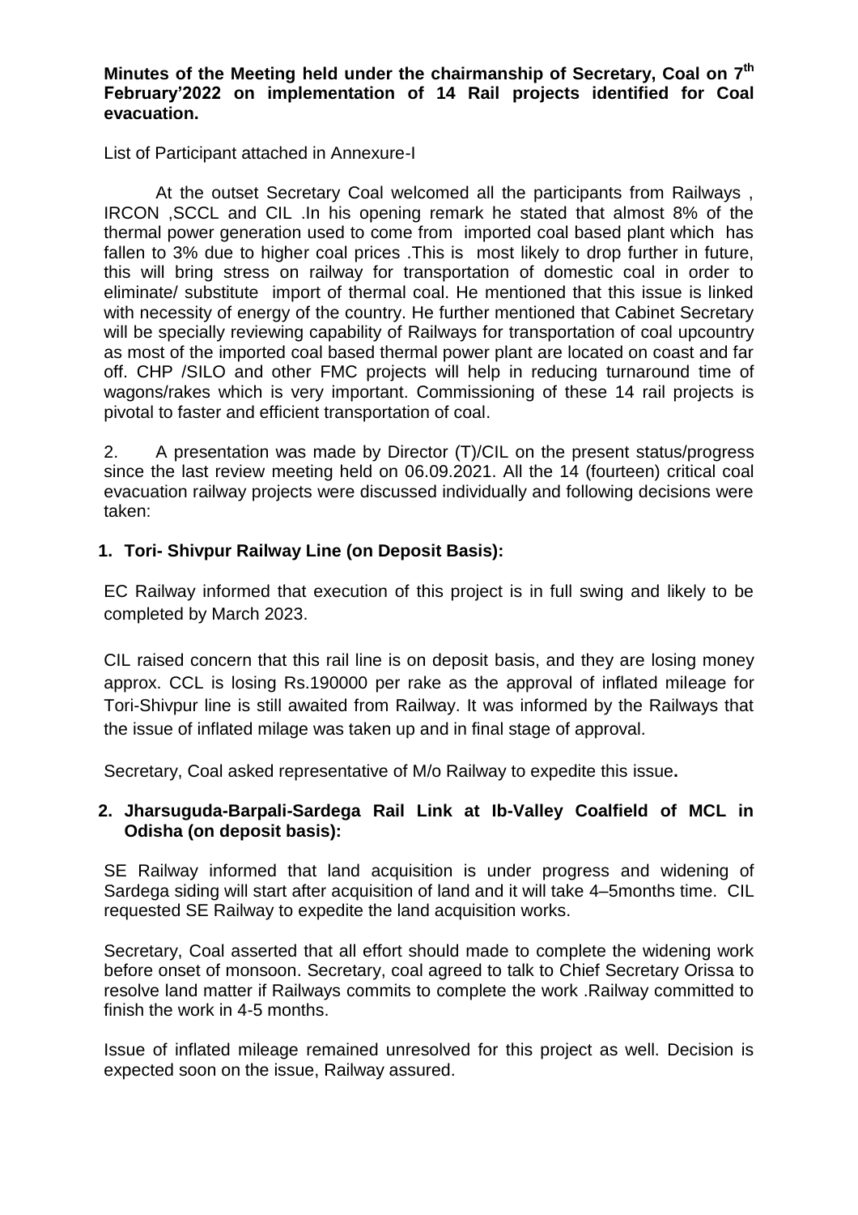**Minutes of the Meeting held under the chairmanship of Secretary, Coal on 7th February'2022 on implementation of 14 Rail projects identified for Coal evacuation.**

List of Participant attached in Annexure-I

At the outset Secretary Coal welcomed all the participants from Railways , IRCON ,SCCL and CIL .In his opening remark he stated that almost 8% of the thermal power generation used to come from imported coal based plant which has fallen to 3% due to higher coal prices .This is most likely to drop further in future, this will bring stress on railway for transportation of domestic coal in order to eliminate/ substitute import of thermal coal. He mentioned that this issue is linked with necessity of energy of the country. He further mentioned that Cabinet Secretary will be specially reviewing capability of Railways for transportation of coal upcountry as most of the imported coal based thermal power plant are located on coast and far off. CHP /SILO and other FMC projects will help in reducing turnaround time of wagons/rakes which is very important. Commissioning of these 14 rail projects is pivotal to faster and efficient transportation of coal.

2. A presentation was made by Director (T)/CIL on the present status/progress since the last review meeting held on 06.09.2021. All the 14 (fourteen) critical coal evacuation railway projects were discussed individually and following decisions were taken:

**1. Tori- Shivpur Railway Line (on Deposit Basis):**

EC Railway informed that execution of this project is in full swing and likely to be completed by March 2023.

CIL raised concern that this rail line is on deposit basis, and they are losing money approx. CCL is losing Rs.190000 per rake as the approval of inflated mileage for Tori-Shivpur line is still awaited from Railway. It was informed by the Railways that the issue of inflated milage was taken up and in final stage of approval.

Secretary, Coal asked representative of M/o Railway to expedite this issue**.**

**2. Jharsuguda-Barpali-Sardega Rail Link at Ib-Valley Coalfield of MCL in Odisha (on deposit basis):**

SE Railway informed that land acquisition is under progress and widening of Sardega siding will start after acquisition of land and it will take 4–5months time. CIL requested SE Railway to expedite the land acquisition works.

Secretary, Coal asserted that all effort should made to complete the widening work before onset of monsoon. Secretary, coal agreed to talk to Chief Secretary Orissa to resolve land matter if Railways commits to complete the work .Railway committed to finish the work in 4-5 months.

Issue of inflated mileage remained unresolved for this project as well. Decision is expected soon on the issue, Railway assured.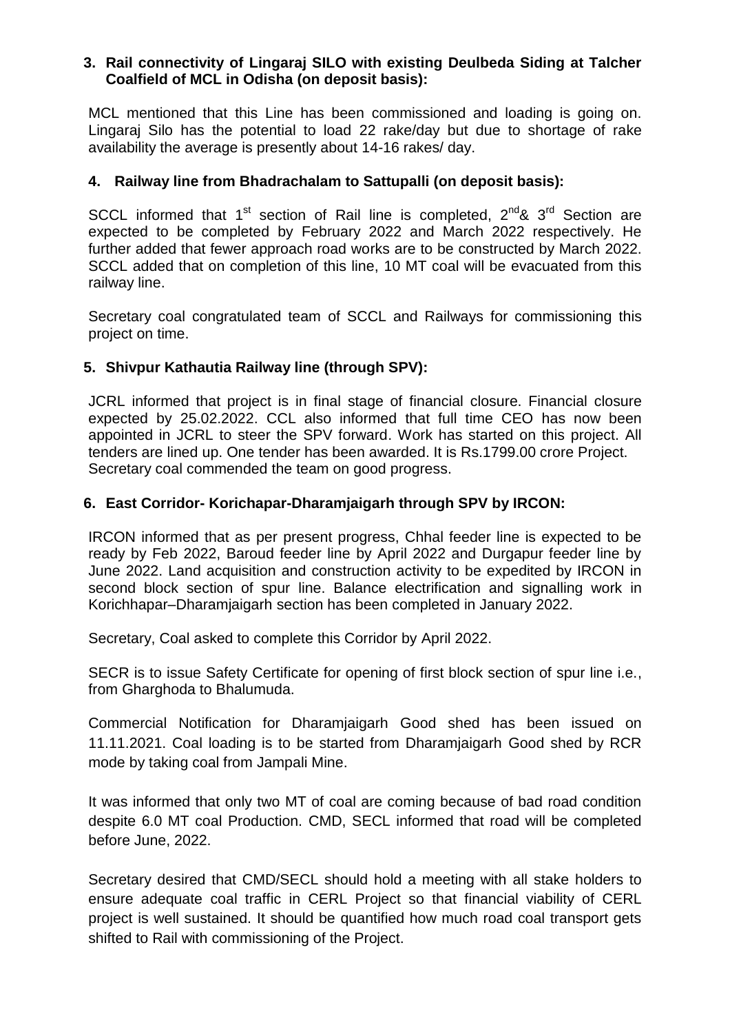**3. Rail connectivity of Lingaraj SILO with existing Deulbeda Siding at Talcher Coalfield of MCL in Odisha (on deposit basis):**

MCL mentioned that this Line has been commissioned and loading is going on. Lingaraj Silo has the potential to load 22 rake/day but due to shortage of rake availability the average is presently about 14-16 rakes/ day.

**4. Railway line from Bhadrachalam to Sattupalli (on deposit basis):**

SCCL informed that 1st section of Rail line is completed, 2nd & 3rd Section are expected to be completed by February 2022 and March 2022 respectively. He further added that fewer approach road works are to be constructed by March 2022. SCCL added that on completion of this line, 10 MT coal will be evacuated from this railway line.

Secretary coal congratulated team of SCCL and Railways for commissioning this project on time.

**5. Shivpur Kathautia Railway line (through SPV):**

JCRL informed that project is in final stage of financial closure. Financial closure expected by 25.02.2022. CCL also informed that full time CEO has now been appointed in JCRL to steer the SPV forward. Work has started on this project. All tenders are lined up. One tender has been awarded. It is Rs.1799.00 crore Project. Secretary coal commended the team on good progress.

**6. East Corridor- Korichapar-Dharamjaigarh through SPV by IRCON:**

IRCON informed that as per present progress, Chhal feeder line is expected to be ready by Feb 2022, Baroud feeder line by April 2022 and Durgapur feeder line by June 2022. Land acquisition and construction activity to be expedited by IRCON in second block section of spur line. Balance electrification and signalling work in Korichhapar–Dharamjaigarh section has been completed in January 2022.

Secretary, Coal asked to complete this Corridor by April 2022.

SECR is to issue Safety Certificate for opening of first block section of spur line i.e., from Gharghoda to Bhalumuda.

Commercial Notification for Dharamjaigarh Good shed has been issued on 11.11.2021. Coal loading is to be started from Dharamjaigarh Good shed by RCR mode by taking coal from Jampali Mine.

It was informed that only two MT of coal are coming because of bad road condition despite 6.0 MT coal Production. CMD, SECL informed that road will be completed before June, 2022.

Secretary desired that CMD/SECL should hold a meeting with all stake holders to ensure adequate coal traffic in CERL Project so that financial viability of CERL project is well sustained. It should be quantified how much road coal transport gets shifted to Rail with commissioning of the Project.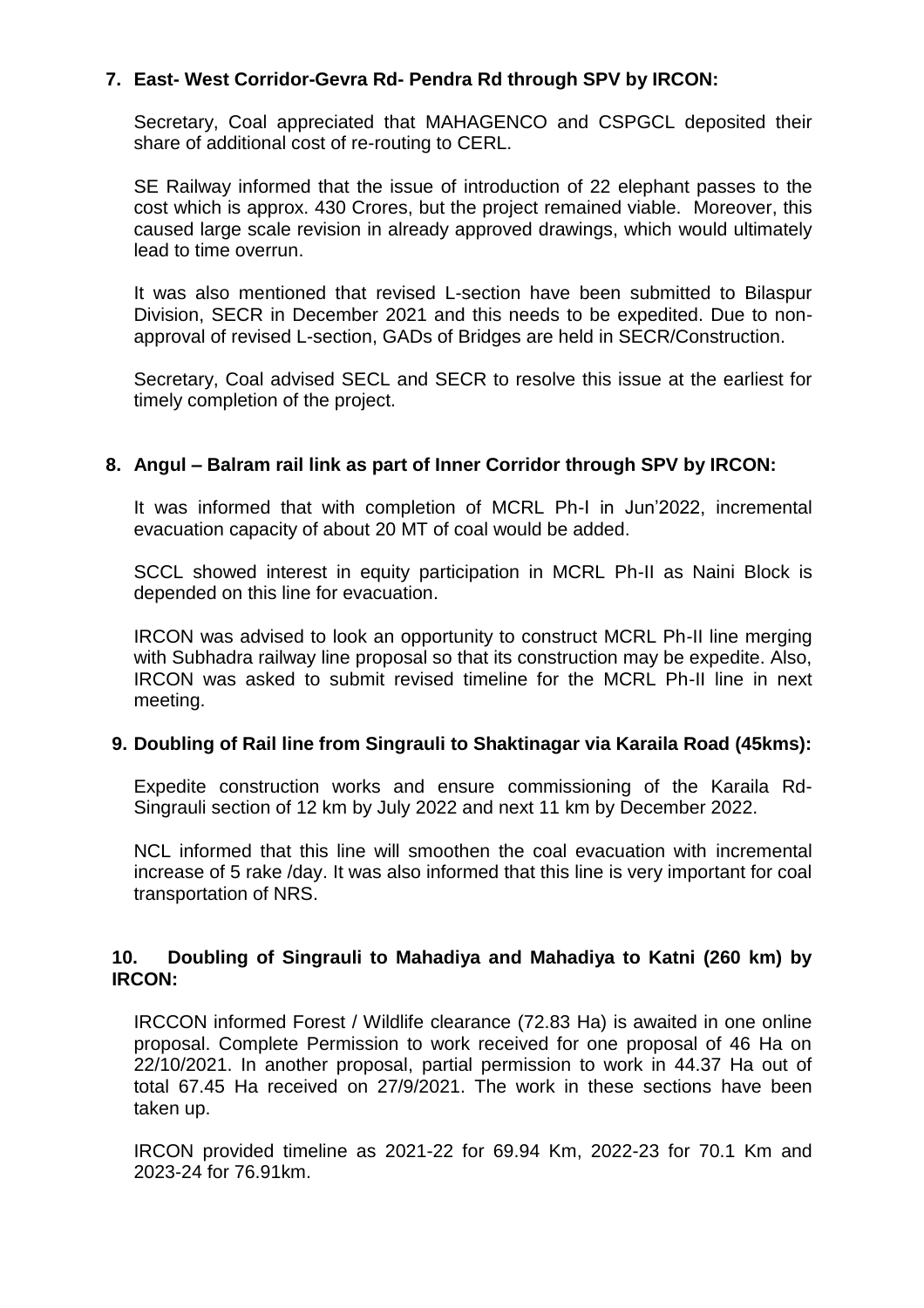**7. East- West Corridor-Gevra Rd- Pendra Rd through SPV by IRCON:**

Secretary, Coal appreciated that MAHAGENCO and CSPGCL deposited their share of additional cost of re-routing to CERL.

SE Railway informed that the issue of introduction of 22 elephant passes to the cost which is approx. 430 Crores, but the project remained viable. Moreover, this caused large scale revision in already approved drawings, which would ultimately lead to time overrun.

It was also mentioned that revised L-section have been submitted to Bilaspur Division, SECR in December 2021 and this needs to be expedited. Due to non-approval of revised L-section, GADs of Bridges are held in SECR/Construction.

Secretary, Coal advised SECL and SECR to resolve this issue at the earliest for timely completion of the project.

**8. Angul – Balram rail link as part of Inner Corridor through SPV by IRCON:**

It was informed that with completion of MCRL Ph-I in Jun'2022, incremental evacuation capacity of about 20 MT of coal would be added.

SCCL showed interest in equity participation in MCRL Ph-II as Naini Block is depended on this line for evacuation.

IRCON was advised to look an opportunity to construct MCRL Ph-II line merging with Subhadra railway line proposal so that its construction may be expedite. Also, IRCON was asked to submit revised timeline for the MCRL Ph-II line in next meeting.

**9. Doubling of Rail line from Singrauli to Shaktinagar via Karaila Road (45kms):**

Expedite construction works and ensure commissioning of the Karaila Rd-Singrauli section of 12 km by July 2022 and next 11 km by December 2022.

NCL informed that this line will smoothen the coal evacuation with incremental increase of 5 rake /day. It was also informed that this line is very important for coal transportation of NRS.

**10. Doubling of Singrauli to Mahadiya and Mahadiya to Katni (260 km) by IRCON:**

IRCCON informed Forest / Wildlife clearance (72.83 Ha) is awaited in one online proposal. Complete Permission to work received for one proposal of 46 Ha on 22/10/2021. In another proposal, partial permission to work in 44.37 Ha out of total 67.45 Ha received on 27/9/2021. The work in these sections have been taken up.

IRCON provided timeline as 2021-22 for 69.94 Km, 2022-23 for 70.1 Km and 2023-24 for 76.91km.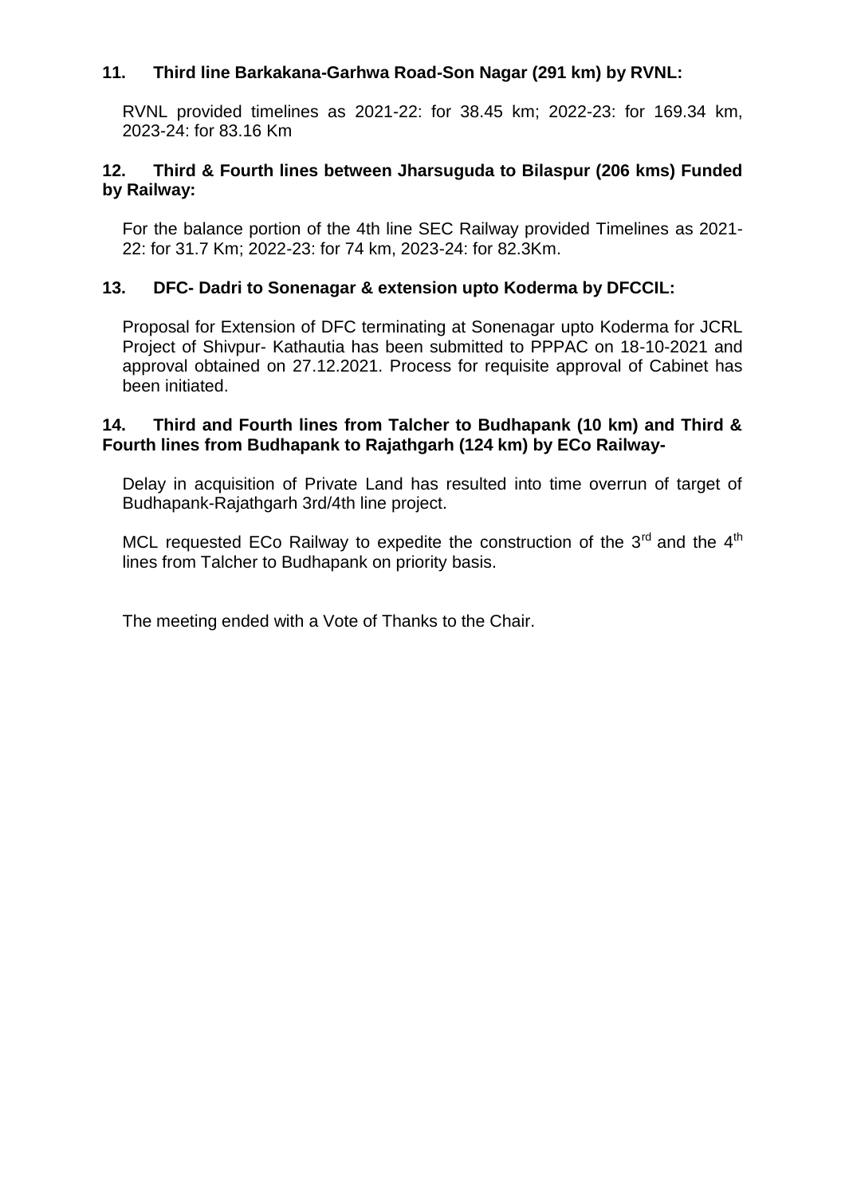**11. Third line Barkakana-Garhwa Road-Son Nagar (291 km) by RVNL:**

RVNL provided timelines as 2021-22: for 38.45 km; 2022-23: for 169.34 km, 2023-24: for 83.16 Km

**12. Third & Fourth lines between Jharsuguda to Bilaspur (206 kms) Funded by Railway:**

For the balance portion of the 4th line SEC Railway provided Timelines as 2021-22: for 31.7 Km; 2022-23: for 74 km, 2023-24: for 82.3Km.

**13. DFC- Dadri to Sonenagar & extension upto Koderma by DFCCIL:**

Proposal for Extension of DFC terminating at Sonenagar upto Koderma for JCRL Project of Shivpur- Kathautia has been submitted to PPPAC on 18-10-2021 and approval obtained on 27.12.2021. Process for requisite approval of Cabinet has been initiated.

**14. Third and Fourth lines from Talcher to Budhapank (10 km) and Third & Fourth lines from Budhapank to Rajathgarh (124 km) by ECo Railway-**

Delay in acquisition of Private Land has resulted into time overrun of target of Budhapank-Rajathgarh 3rd/4th line project.

MCL requested ECo Railway to expedite the construction of the 3rd and the 4th lines from Talcher to Budhapank on priority basis.

The meeting ended with a Vote of Thanks to the Chair.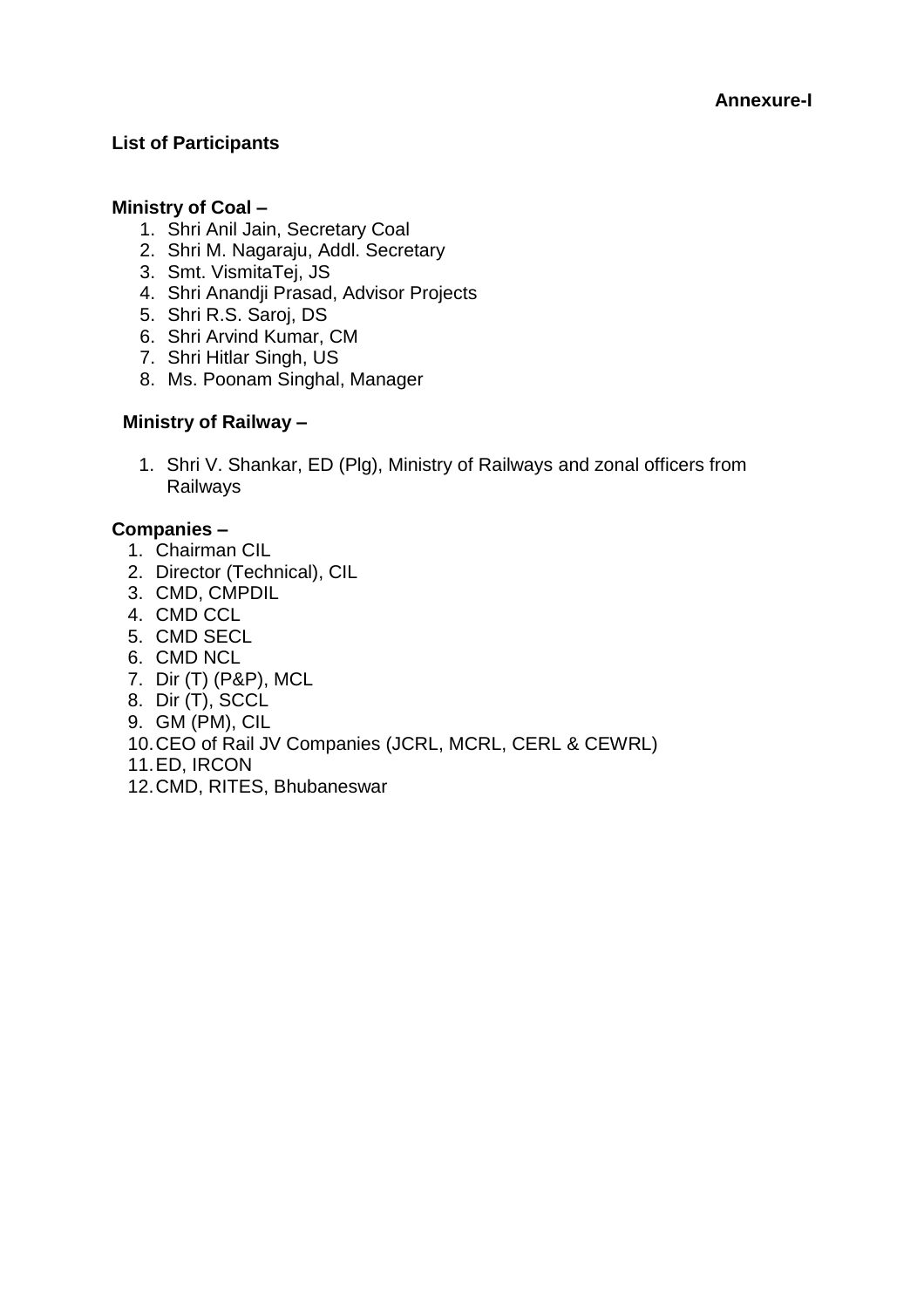**Annexure-I**

**List of Participants**

**Ministry of Coal –**

1. Shri Anil Jain, Secretary Coal
2. Shri M. Nagaraju, Addl. Secretary
3. Smt. VismitaTej, JS
4. Shri Anandji Prasad, Advisor Projects
5. Shri R.S. Saroj, DS
6. Shri Arvind Kumar, CM
7. Shri Hitlar Singh, US
8. Ms. Poonam Singhal, Manager

**Ministry of Railway –**

1. Shri V. Shankar, ED (Plg), Ministry of Railways and zonal officers from Railways

**Companies –**

1. Chairman CIL
2. Director (Technical), CIL
3. CMD, CMPDIL
4. CMD CCL
5. CMD SECL
6. CMD NCL
7. Dir (T) (P&P), MCL
8. Dir (T), SCCL
9. GM (PM), CIL
10. CEO of Rail JV Companies (JCRL, MCRL, CERL & CEWRL)
11. ED, IRCON
12. CMD, RITES, Bhubaneswar